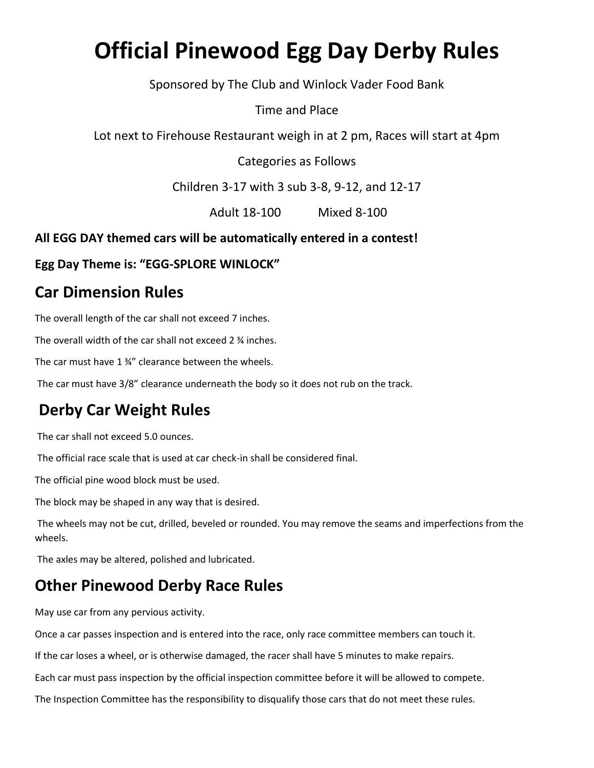# Official Pinewood Egg Day Derby Rules

Sponsored by The Club and Winlock Vader Food Bank

Time and Place

Lot next to Firehouse Restaurant weigh in at 2 pm, Races will start at 4pm

Categories as Follows

Children 3-17 with 3 sub 3-8, 9-12, and 12-17

Adult 18-100 Mixed 8-100

**All EGG DAY themed cars will be automatically entered in a contest!**

**Egg Day Theme is: "EGG-SPLORE WINLOCK"**

## Car Dimension Rules

The overall length of the car shall not exceed 7 inches.

The overall width of the car shall not exceed 2 ¾ inches.

The car must have 1 ¾" clearance between the wheels.

The car must have 3/8" clearance underneath the body so it does not rub on the track.

## Derby Car Weight Rules

The car shall not exceed 5.0 ounces.

The official race scale that is used at car check-in shall be considered final.

The official pine wood block must be used.

The block may be shaped in any way that is desired.

The wheels may not be cut, drilled, beveled or rounded. You may remove the seams and imperfections from the wheels.

The axles may be altered, polished and lubricated.

## Other Pinewood Derby Race Rules

May use car from any pervious activity.

Once a car passes inspection and is entered into the race, only race committee members can touch it.

If the car loses a wheel, or is otherwise damaged, the racer shall have 5 minutes to make repairs.

Each car must pass inspection by the official inspection committee before it will be allowed to compete.

The Inspection Committee has the responsibility to disqualify those cars that do not meet these rules.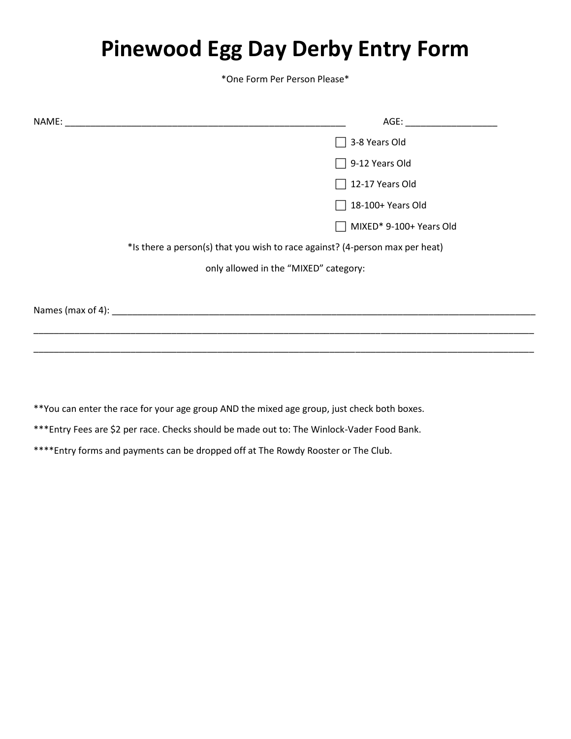# Pinewood Egg Day Derby Entry Form

*One Form Per Person Please*

NAME: ______________________________________________________ AGE: _________________

- ☐ 3-8 Years Old
- ☐ 9-12 Years Old
- ☐ 12-17 Years Old
- ☐ 18-100+ Years Old
- ☐ MIXED* 9-100+ Years Old

*Is there a person(s) that you wish to race against? (4-person max per heat)

only allowed in the "MIXED" category:

Names (max of 4): ___________________________________________________________________________________

_____________________________________________________________________________________________________

_____________________________________________________________________________________________________

**You can enter the race for your age group AND the mixed age group, just check both boxes.

***Entry Fees are $2 per race. Checks should be made out to: The Winlock-Vader Food Bank.

****Entry forms and payments can be dropped off at The Rowdy Rooster or The Club.